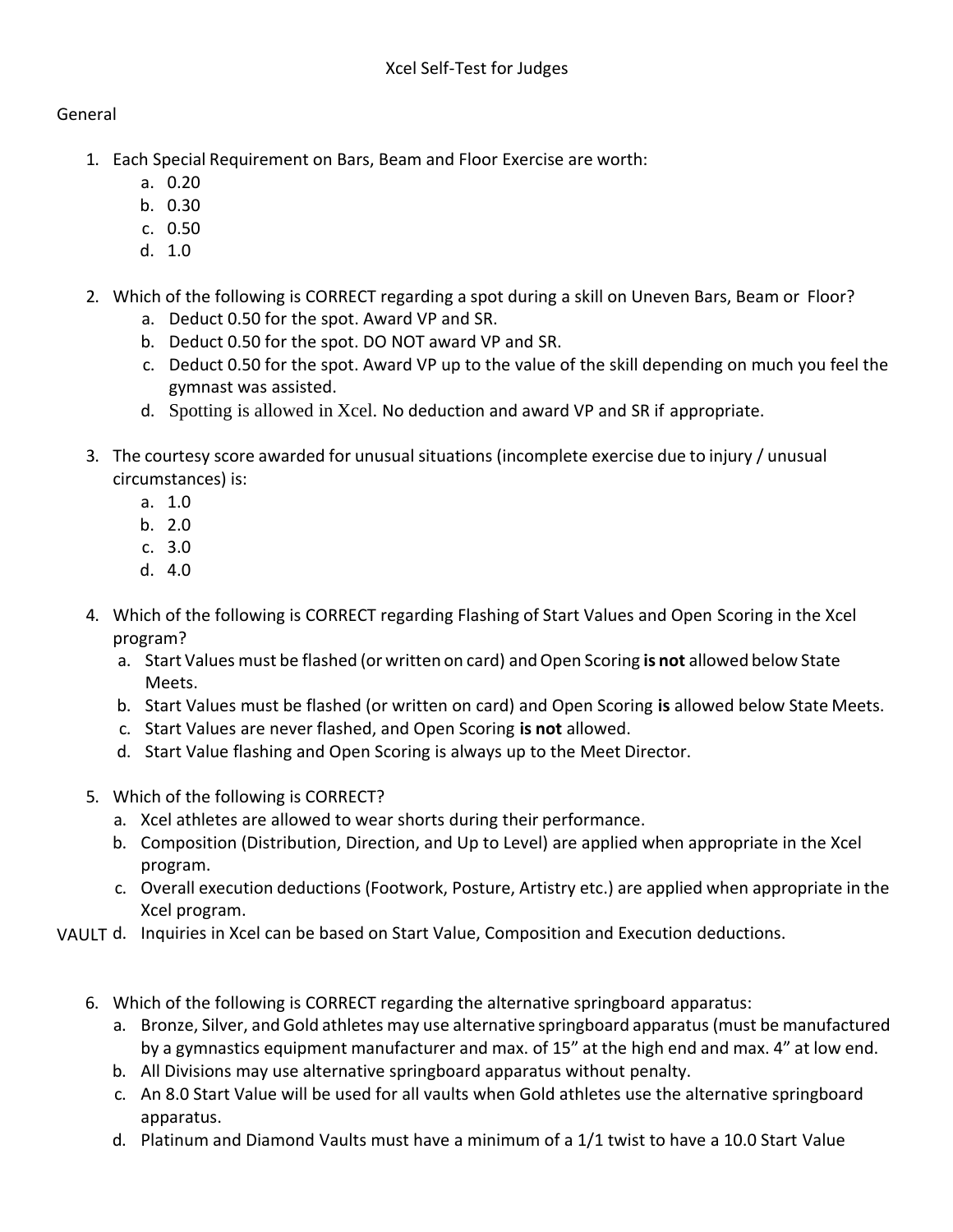# Xcel Self-Test for Judges

## General

1. Each Special Requirement on Bars, Beam and Floor Exercise are worth:
   a. 0.20
   b. 0.30
   c. 0.50
   d. 1.0

2. Which of the following is CORRECT regarding a spot during a skill on Uneven Bars, Beam or Floor?
   a. Deduct 0.50 for the spot. Award VP and SR.
   b. Deduct 0.50 for the spot. DO NOT award VP and SR.
   c. Deduct 0.50 for the spot. Award VP up to the value of the skill depending on much you feel the gymnast was assisted.
   d. Spotting is allowed in Xcel. No deduction and award VP and SR if appropriate.

3. The courtesy score awarded for unusual situations (incomplete exercise due to injury / unusual circumstances) is:
   a. 1.0
   b. 2.0
   c. 3.0
   d. 4.0

4. Which of the following is CORRECT regarding Flashing of Start Values and Open Scoring in the Xcel program?
   a. Start Values must be flashed (or written on card) and Open Scoring **is not** allowed below State Meets.
   b. Start Values must be flashed (or written on card) and Open Scoring **is** allowed below State Meets.
   c. Start Values are never flashed, and Open Scoring **is not** allowed.
   d. Start Value flashing and Open Scoring is always up to the Meet Director.

5. Which of the following is CORRECT?
   a. Xcel athletes are allowed to wear shorts during their performance.
   b. Composition (Distribution, Direction, and Up to Level) are applied when appropriate in the Xcel program.
   c. Overall execution deductions (Footwork, Posture, Artistry etc.) are applied when appropriate in the Xcel program.
   d. Inquiries in Xcel can be based on Start Value, Composition and Execution deductions.

## VAULT

6. Which of the following is CORRECT regarding the alternative springboard apparatus:
   a. Bronze, Silver, and Gold athletes may use alternative springboard apparatus (must be manufactured by a gymnastics equipment manufacturer and max. of 15" at the high end and max. 4" at low end.
   b. All Divisions may use alternative springboard apparatus without penalty.
   c. An 8.0 Start Value will be used for all vaults when Gold athletes use the alternative springboard apparatus.
   d. Platinum and Diamond Vaults must have a minimum of a 1/1 twist to have a 10.0 Start Value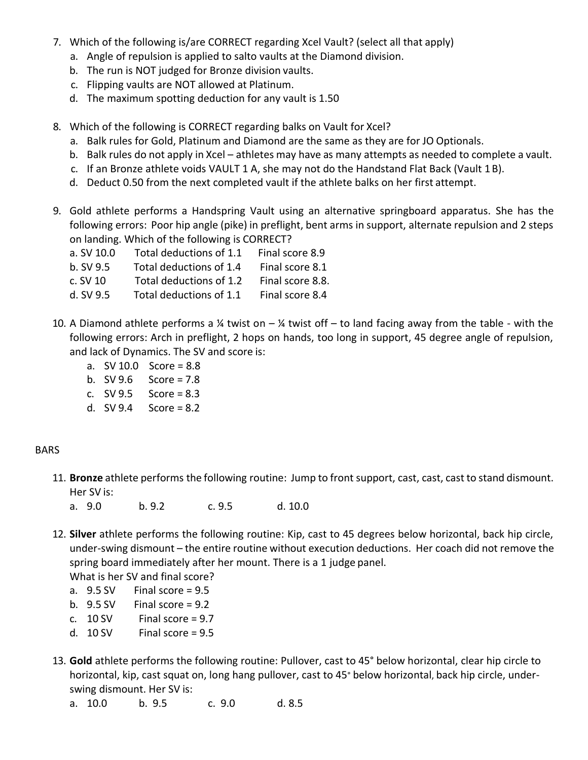7. Which of the following is/are CORRECT regarding Xcel Vault? (select all that apply)
   a. Angle of repulsion is applied to salto vaults at the Diamond division.
   b. The run is NOT judged for Bronze division vaults.
   c. Flipping vaults are NOT allowed at Platinum.
   d. The maximum spotting deduction for any vault is 1.50

8. Which of the following is CORRECT regarding balks on Vault for Xcel?
   a. Balk rules for Gold, Platinum and Diamond are the same as they are for JO Optionals.
   b. Balk rules do not apply in Xcel – athletes may have as many attempts as needed to complete a vault.
   c. If an Bronze athlete voids VAULT 1 A, she may not do the Handstand Flat Back (Vault 1 B).
   d. Deduct 0.50 from the next completed vault if the athlete balks on her first attempt.

9. Gold athlete performs a Handspring Vault using an alternative springboard apparatus. She has the following errors: Poor hip angle (pike) in preflight, bent arms in support, alternate repulsion and 2 steps on landing. Which of the following is CORRECT?
   a. SV 10.0 Total deductions of 1.1 Final score 8.9
   b. SV 9.5 Total deductions of 1.4 Final score 8.1
   c. SV 10 Total deductions of 1.2 Final score 8.8.
   d. SV 9.5 Total deductions of 1.1 Final score 8.4

10. A Diamond athlete performs a ¼ twist on – ¼ twist off – to land facing away from the table - with the following errors: Arch in preflight, 2 hops on hands, too long in support, 45 degree angle of repulsion, and lack of Dynamics. The SV and score is:
    a. SV 10.0 Score = 8.8
    b. SV 9.6 Score = 7.8
    c. SV 9.5 Score = 8.3
    d. SV 9.4 Score = 8.2

BARS

11. **Bronze** athlete performs the following routine: Jump to front support, cast, cast, cast to stand dismount. Her SV is:
    a. 9.0 b. 9.2 c. 9.5 d. 10.0

12. **Silver** athlete performs the following routine: Kip, cast to 45 degrees below horizontal, back hip circle, under-swing dismount – the entire routine without execution deductions. Her coach did not remove the spring board immediately after her mount. There is a 1 judge panel.
    What is her SV and final score?
    a. 9.5 SV Final score = 9.5
    b. 9.5 SV Final score = 9.2
    c. 10 SV Final score = 9.7
    d. 10 SV Final score = 9.5

13. **Gold** athlete performs the following routine: Pullover, cast to 45° below horizontal, clear hip circle to horizontal, kip, cast squat on, long hang pullover, cast to 45° below horizontal, back hip circle, under-swing dismount. Her SV is:
    a. 10.0 b. 9.5 c. 9.0 d. 8.5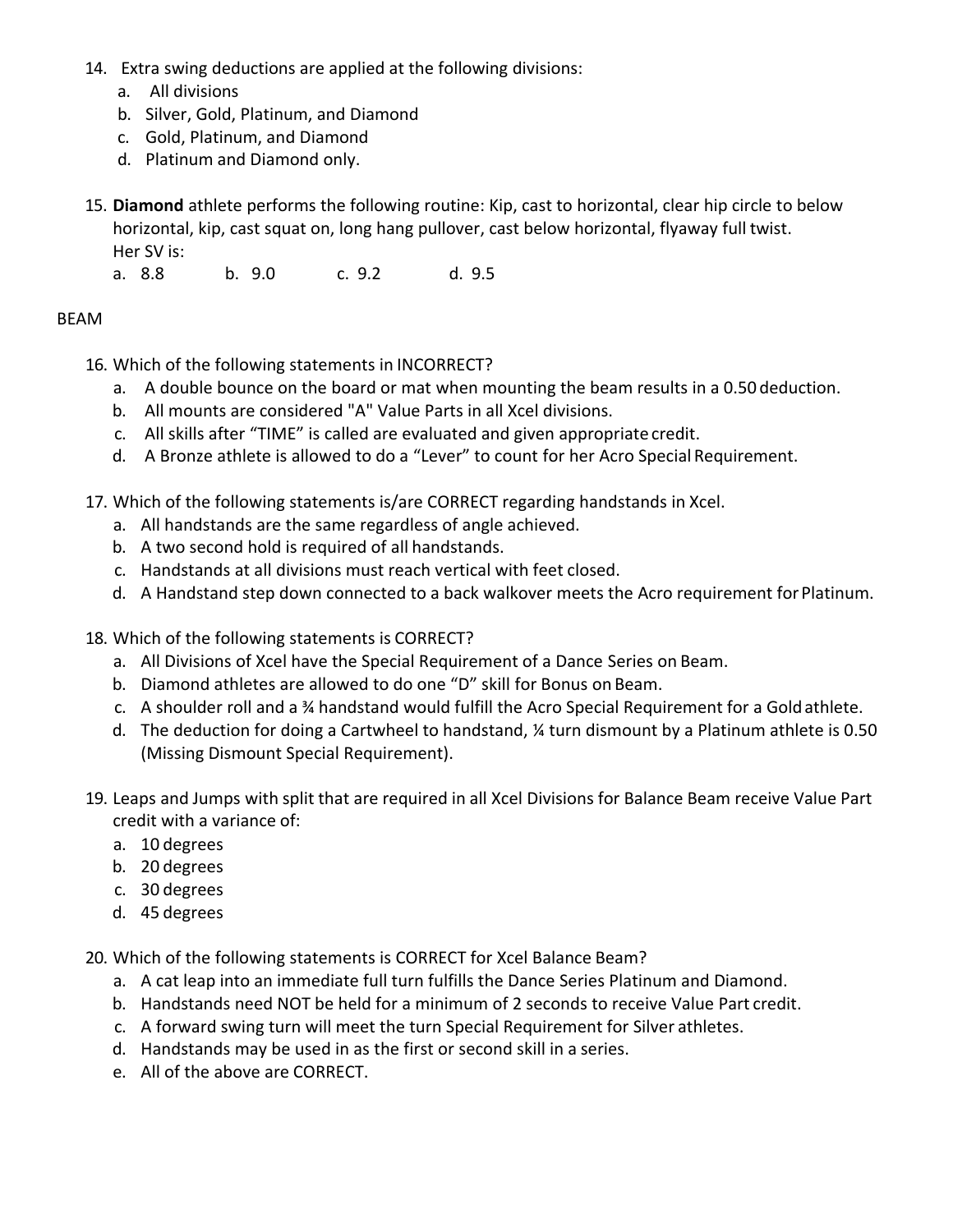14. Extra swing deductions are applied at the following divisions:
    a. All divisions
    b. Silver, Gold, Platinum, and Diamond
    c. Gold, Platinum, and Diamond
    d. Platinum and Diamond only.

15. **Diamond** athlete performs the following routine: Kip, cast to horizontal, clear hip circle to below horizontal, kip, cast squat on, long hang pullover, cast below horizontal, flyaway full twist.
    Her SV is:
    a. 8.8 b. 9.0 c. 9.2 d. 9.5

BEAM

16. Which of the following statements in INCORRECT?
    a. A double bounce on the board or mat when mounting the beam results in a 0.50 deduction.
    b. All mounts are considered "A" Value Parts in all Xcel divisions.
    c. All skills after "TIME" is called are evaluated and given appropriate credit.
    d. A Bronze athlete is allowed to do a "Lever" to count for her Acro Special Requirement.

17. Which of the following statements is/are CORRECT regarding handstands in Xcel.
    a. All handstands are the same regardless of angle achieved.
    b. A two second hold is required of all handstands.
    c. Handstands at all divisions must reach vertical with feet closed.
    d. A Handstand step down connected to a back walkover meets the Acro requirement for Platinum.

18. Which of the following statements is CORRECT?
    a. All Divisions of Xcel have the Special Requirement of a Dance Series on Beam.
    b. Diamond athletes are allowed to do one "D" skill for Bonus on Beam.
    c. A shoulder roll and a ¾ handstand would fulfill the Acro Special Requirement for a Gold athlete.
    d. The deduction for doing a Cartwheel to handstand, ¼ turn dismount by a Platinum athlete is 0.50 (Missing Dismount Special Requirement).

19. Leaps and Jumps with split that are required in all Xcel Divisions for Balance Beam receive Value Part credit with a variance of:
    a. 10 degrees
    b. 20 degrees
    c. 30 degrees
    d. 45 degrees

20. Which of the following statements is CORRECT for Xcel Balance Beam?
    a. A cat leap into an immediate full turn fulfills the Dance Series Platinum and Diamond.
    b. Handstands need NOT be held for a minimum of 2 seconds to receive Value Part credit.
    c. A forward swing turn will meet the turn Special Requirement for Silver athletes.
    d. Handstands may be used in as the first or second skill in a series.
    e. All of the above are CORRECT.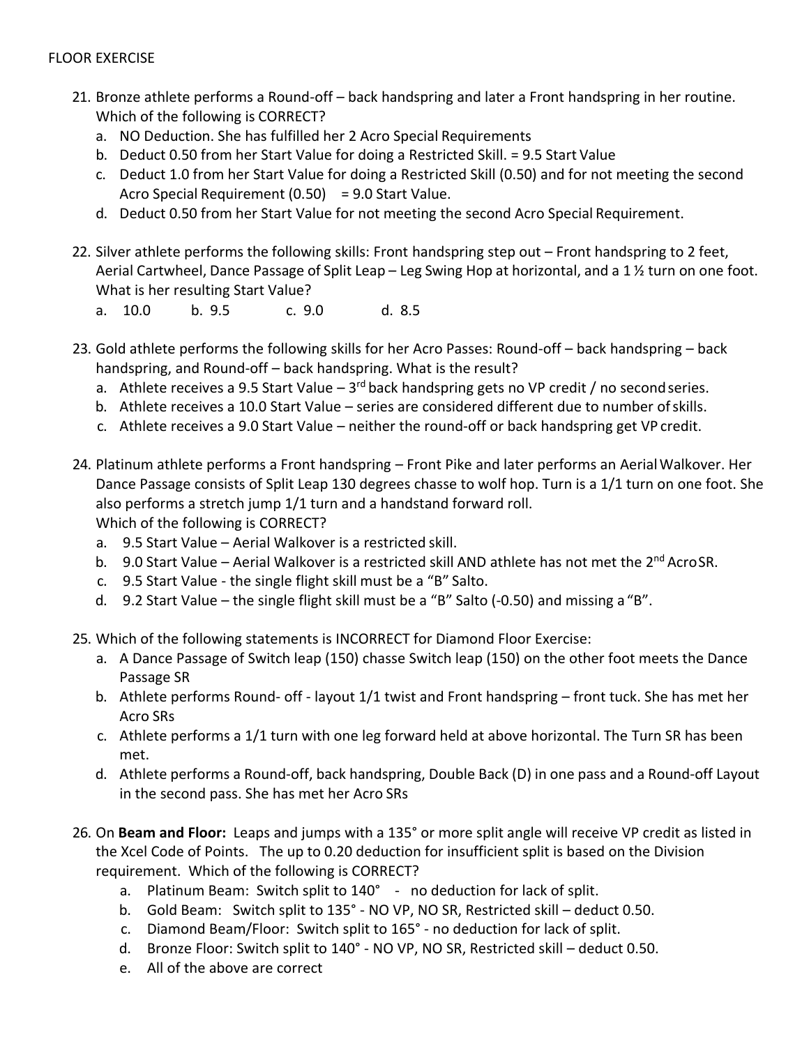FLOOR EXERCISE

21. Bronze athlete performs a Round-off – back handspring and later a Front handspring in her routine. Which of the following is CORRECT?
    a. NO Deduction. She has fulfilled her 2 Acro Special Requirements
    b. Deduct 0.50 from her Start Value for doing a Restricted Skill. = 9.5 Start Value
    c. Deduct 1.0 from her Start Value for doing a Restricted Skill (0.50) and for not meeting the second Acro Special Requirement (0.50) = 9.0 Start Value.
    d. Deduct 0.50 from her Start Value for not meeting the second Acro Special Requirement.

22. Silver athlete performs the following skills: Front handspring step out – Front handspring to 2 feet, Aerial Cartwheel, Dance Passage of Split Leap – Leg Swing Hop at horizontal, and a 1 ½ turn on one foot. What is her resulting Start Value?
    a. 10.0 b. 9.5 c. 9.0 d. 8.5

23. Gold athlete performs the following skills for her Acro Passes: Round-off – back handspring – back handspring, and Round-off – back handspring. What is the result?
    a. Athlete receives a 9.5 Start Value – 3rd back handspring gets no VP credit / no second series.
    b. Athlete receives a 10.0 Start Value – series are considered different due to number of skills.
    c. Athlete receives a 9.0 Start Value – neither the round-off or back handspring get VP credit.

24. Platinum athlete performs a Front handspring – Front Pike and later performs an Aerial Walkover. Her Dance Passage consists of Split Leap 130 degrees chasse to wolf hop. Turn is a 1/1 turn on one foot. She also performs a stretch jump 1/1 turn and a handstand forward roll.
    Which of the following is CORRECT?
    a. 9.5 Start Value – Aerial Walkover is a restricted skill.
    b. 9.0 Start Value – Aerial Walkover is a restricted skill AND athlete has not met the 2nd Acro SR.
    c. 9.5 Start Value - the single flight skill must be a "B" Salto.
    d. 9.2 Start Value – the single flight skill must be a "B" Salto (-0.50) and missing a "B".

25. Which of the following statements is INCORRECT for Diamond Floor Exercise:
    a. A Dance Passage of Switch leap (150) chasse Switch leap (150) on the other foot meets the Dance Passage SR
    b. Athlete performs Round- off - layout 1/1 twist and Front handspring – front tuck. She has met her Acro SRs
    c. Athlete performs a 1/1 turn with one leg forward held at above horizontal. The Turn SR has been met.
    d. Athlete performs a Round-off, back handspring, Double Back (D) in one pass and a Round-off Layout in the second pass. She has met her Acro SRs

26. On **Beam and Floor:** Leaps and jumps with a 135° or more split angle will receive VP credit as listed in the Xcel Code of Points. The up to 0.20 deduction for insufficient split is based on the Division requirement. Which of the following is CORRECT?
    a. Platinum Beam: Switch split to 140° - no deduction for lack of split.
    b. Gold Beam: Switch split to 135° - NO VP, NO SR, Restricted skill – deduct 0.50.
    c. Diamond Beam/Floor: Switch split to 165° - no deduction for lack of split.
    d. Bronze Floor: Switch split to 140° - NO VP, NO SR, Restricted skill – deduct 0.50.
    e. All of the above are correct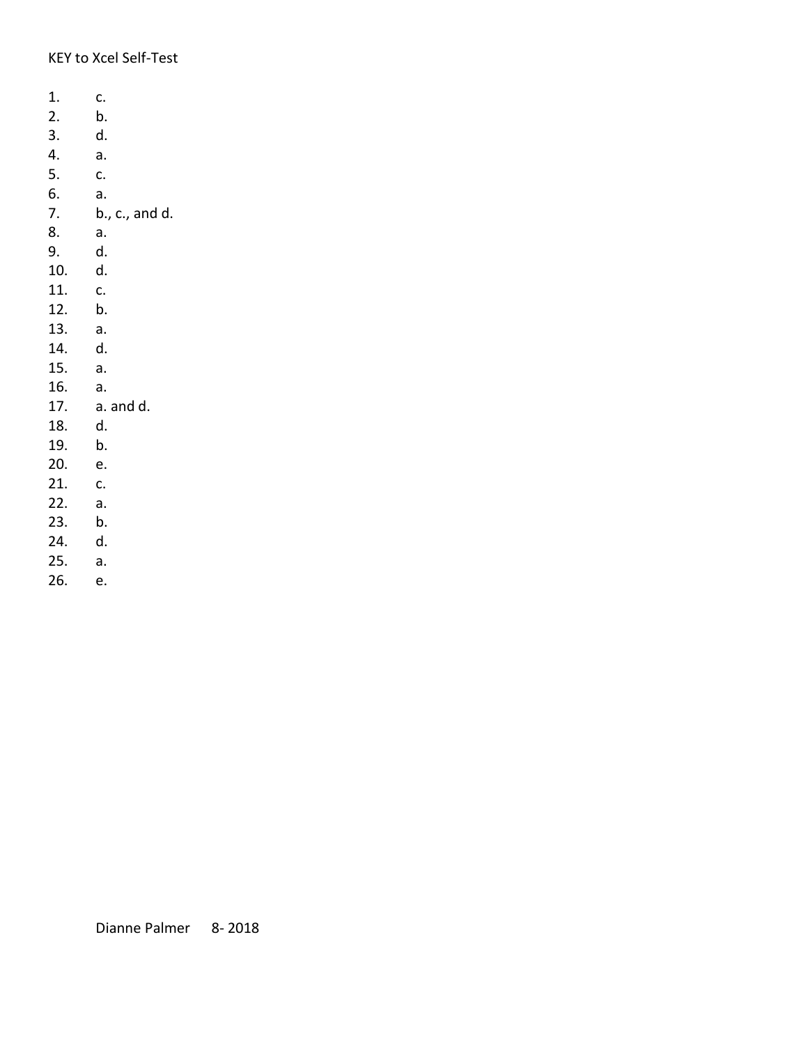KEY to Xcel Self-Test

1. c.
2. b.
3. d.
4. a.
5. c.
6. a.
7. b., c., and d.
8. a.
9. d.
10. d.
11. c.
12. b.
13. a.
14. d.
15. a.
16. a.
17. a. and d.
18. d.
19. b.
20. e.
21. c.
22. a.
23. b.
24. d.
25. a.
26. e.

Dianne Palmer 8- 2018